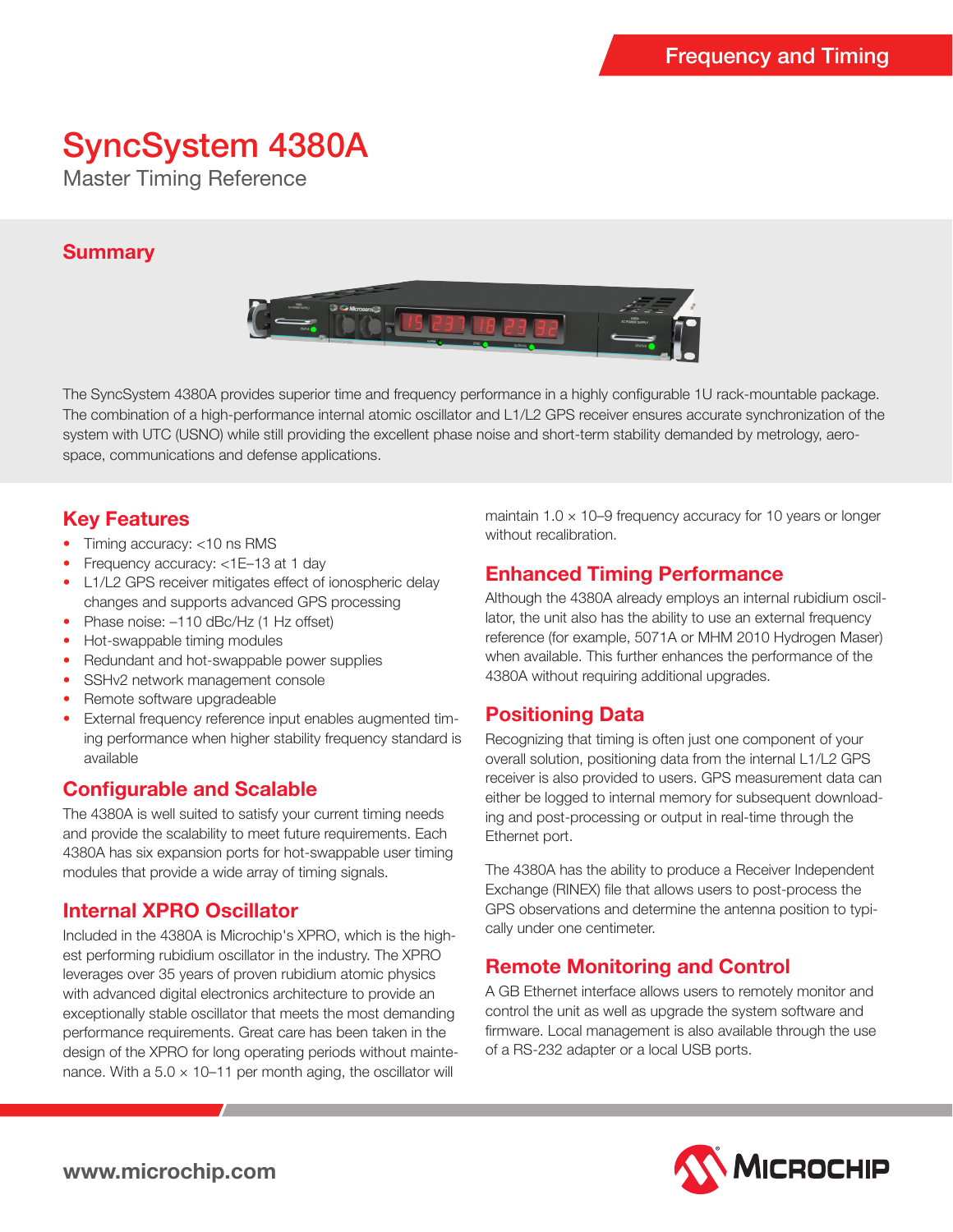Frequency and Timing

# SyncSystem 4380A

Master Timing Reference

## Summary

The SyncSystem 4380A provides superior time and frequency performance in a highly configurable 1U rack-mountable package. The combination of a high-performance internal atomic oscillator and L1/L2 GPS receiver ensures accurate synchronization of the system with UTC (USNO) while still providing the excellent phase noise and short-term stability demanded by metrology, aerospace, communications and defense applications.

## Key Features

- Timing accuracy: <10 ns RMS
- Frequency accuracy: <1E–13 at 1 day
- L1/L2 GPS receiver mitigates effect of ionospheric delay changes and supports advanced GPS processing
- Phase noise: –110 dBc/Hz (1 Hz offset)
- Hot-swappable timing modules
- Redundant and hot-swappable power supplies
- SSHv2 network management console
- Remote software upgradeable
- External frequency reference input enables augmented timing performance when higher stability frequency standard is available

## Configurable and Scalable

The 4380A is well suited to satisfy your current timing needs and provide the scalability to meet future requirements. Each 4380A has six expansion ports for hot-swappable user timing modules that provide a wide array of timing signals.

## Internal XPRO Oscillator

Included in the 4380A is Microchip's XPRO, which is the highest performing rubidium oscillator in the industry. The XPRO leverages over 35 years of proven rubidium atomic physics with advanced digital electronics architecture to provide an exceptionally stable oscillator that meets the most demanding performance requirements. Great care has been taken in the design of the XPRO for long operating periods without maintenance. With a $5.0 \times 10^{-11}$ per month aging, the oscillator will maintain $1.0 \times 10^{-9}$ frequency accuracy for 10 years or longer without recalibration.

## Enhanced Timing Performance

Although the 4380A already employs an internal rubidium oscillator, the unit also has the ability to use an external frequency reference (for example, 5071A or MHM 2010 Hydrogen Maser) when available. This further enhances the performance of the 4380A without requiring additional upgrades.

## Positioning Data

Recognizing that timing is often just one component of your overall solution, positioning data from the internal L1/L2 GPS receiver is also provided to users. GPS measurement data can either be logged to internal memory for subsequent downloading and post-processing or output in real-time through the Ethernet port.

The 4380A has the ability to produce a Receiver Independent Exchange (RINEX) file that allows users to post-process the GPS observations and determine the antenna position to typically under one centimeter.

## Remote Monitoring and Control

A GB Ethernet interface allows users to remotely monitor and control the unit as well as upgrade the system software and firmware. Local management is also available through the use of a RS-232 adapter or a local USB ports.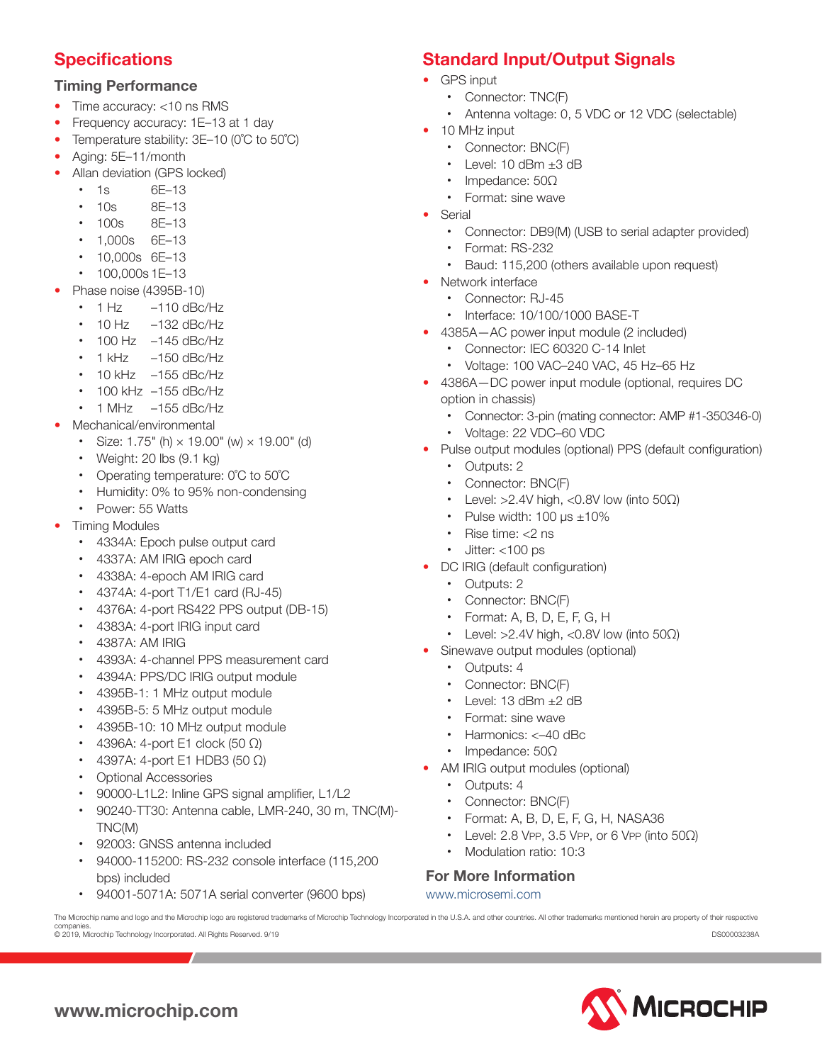## Specifications

### Timing Performance

- Time accuracy: <10 ns RMS
- Frequency accuracy: 1E–13 at 1 day
- Temperature stability: 3E–10 (0˚C to 50˚C)
- Aging: 5E–11/month
- Allan deviation (GPS locked)
  - 1s 6E–13
  - 10s 8E–13
  - 100s 8E–13
  - 1,000s 6E–13
  - 10,000s 6E–13
  - 100,000s 1E–13
- Phase noise (4395B-10)
  - 1 Hz –110 dBc/Hz
  - 10 Hz –132 dBc/Hz
  - 100 Hz –145 dBc/Hz
  - 1 kHz –150 dBc/Hz
  - 10 kHz –155 dBc/Hz
  - 100 kHz –155 dBc/Hz
  - 1 MHz –155 dBc/Hz
- Mechanical/environmental
  - Size: 1.75" (h) × 19.00" (w) × 19.00" (d)
  - Weight: 20 lbs (9.1 kg)
  - Operating temperature: 0˚C to 50˚C
  - Humidity: 0% to 95% non-condensing
  - Power: 55 Watts
- Timing Modules
  - 4334A: Epoch pulse output card
  - 4337A: AM IRIG epoch card
  - 4338A: 4-epoch AM IRIG card
  - 4374A: 4-port T1/E1 card (RJ-45)
  - 4376A: 4-port RS422 PPS output (DB-15)
  - 4383A: 4-port IRIG input card
  - 4387A: AM IRIG
  - 4393A: 4-channel PPS measurement card
  - 4394A: PPS/DC IRIG output module
  - 4395B-1: 1 MHz output module
  - 4395B-5: 5 MHz output module
  - 4395B-10: 10 MHz output module
  - 4396A: 4-port E1 clock (50 Ω)
  - 4397A: 4-port E1 HDB3 (50 Ω)
  - Optional Accessories
  - 90000-L1L2: Inline GPS signal amplifier, L1/L2
  - 90240-TT30: Antenna cable, LMR-240, 30 m, TNC(M)-TNC(M)
  - 92003: GNSS antenna included
  - 94000-115200: RS-232 console interface (115,200 bps) included
  - 94001-5071A: 5071A serial converter (9600 bps)

## Standard Input/Output Signals

- GPS input
  - Connector: TNC(F)
  - Antenna voltage: 0, 5 VDC or 12 VDC (selectable)
- 10 MHz input
  - Connector: BNC(F)
  - Level: 10 dBm ±3 dB
  - Impedance: 50Ω
  - Format: sine wave
- Serial
  - Connector: DB9(M) (USB to serial adapter provided)
  - Format: RS-232
  - Baud: 115,200 (others available upon request)
- Network interface
  - Connector: RJ-45
  - Interface: 10/100/1000 BASE-T
- 4385A—AC power input module (2 included)
  - Connector: IEC 60320 C-14 Inlet
  - Voltage: 100 VAC–240 VAC, 45 Hz–65 Hz
- 4386A—DC power input module (optional, requires DC option in chassis)
  - Connector: 3-pin (mating connector: AMP #1-350346-0)
  - Voltage: 22 VDC–60 VDC
- Pulse output modules (optional) PPS (default configuration)
  - Outputs: 2
  - Connector: BNC(F)
  - Level: >2.4V high, <0.8V low (into 50Ω)
  - Pulse width: 100 µs ±10%
  - Rise time: <2 ns
  - Jitter: <100 ps
- DC IRIG (default configuration)
  - Outputs: 2
  - Connector: BNC(F)
  - Format: A, B, D, E, F, G, H
  - Level: >2.4V high, <0.8V low (into 50Ω)
- Sinewave output modules (optional)
  - Outputs: 4
  - Connector: BNC(F)
  - Level: 13 dBm ±2 dB
  - Format: sine wave
  - Harmonics: <–40 dBc
  - Impedance: 50Ω
- AM IRIG output modules (optional)
  - Outputs: 4
  - Connector: BNC(F)
  - Format: A, B, D, E, F, G, H, NASA36
  - Level: 2.8 VPP, 3.5 VPP, or 6 VPP (into 50Ω)
  - Modulation ratio: 10:3

### For More Information

www.microsemi.com

The Microchip name and logo and the Microchip logo are registered trademarks of Microchip Technology Incorporated in the U.S.A. and other countries. All other trademarks mentioned herein are property of their respective companies.
© 2019, Microchip Technology Incorporated. All Rights Reserved. 9/19

DS00003238A

www.microchip.com